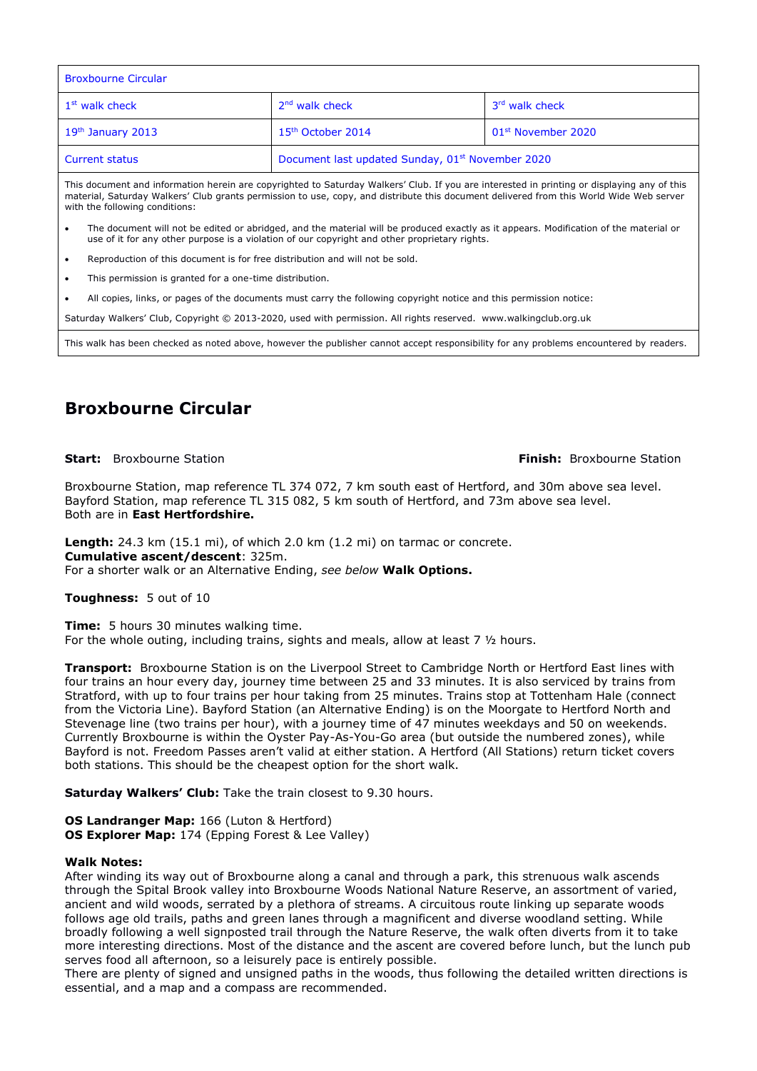| Broxbourne Circular | | |
|---|---|---|
| 1st walk check | 2nd walk check | 3rd walk check |
| 19th January 2013 | 15th October 2014 | 01st November 2020 |
| Current status | Document last updated Sunday, 01st November 2020 | |

This document and information herein are copyrighted to Saturday Walkers' Club. If you are interested in printing or displaying any of this material, Saturday Walkers' Club grants permission to use, copy, and distribute this document delivered from this World Wide Web server with the following conditions:

- The document will not be edited or abridged, and the material will be produced exactly as it appears. Modification of the material or use of it for any other purpose is a violation of our copyright and other proprietary rights.
- Reproduction of this document is for free distribution and will not be sold.
- This permission is granted for a one-time distribution.
- All copies, links, or pages of the documents must carry the following copyright notice and this permission notice:

Saturday Walkers' Club, Copyright © 2013-2020, used with permission. All rights reserved. www.walkingclub.org.uk

This walk has been checked as noted above, however the publisher cannot accept responsibility for any problems encountered by readers.

# Broxbourne Circular

**Start:** Broxbourne Station **Finish:** Broxbourne Station

Broxbourne Station, map reference TL 374 072, 7 km south east of Hertford, and 30m above sea level.
Bayford Station, map reference TL 315 082, 5 km south of Hertford, and 73m above sea level.
Both are in **East Hertfordshire.**

**Length:** 24.3 km (15.1 mi), of which 2.0 km (1.2 mi) on tarmac or concrete.
**Cumulative ascent/descent**: 325m.
For a shorter walk or an Alternative Ending, *see below* **Walk Options.**

**Toughness:** 5 out of 10

**Time:** 5 hours 30 minutes walking time.
For the whole outing, including trains, sights and meals, allow at least 7 ½ hours.

**Transport:** Broxbourne Station is on the Liverpool Street to Cambridge North or Hertford East lines with four trains an hour every day, journey time between 25 and 33 minutes. It is also serviced by trains from Stratford, with up to four trains per hour taking from 25 minutes. Trains stop at Tottenham Hale (connect from the Victoria Line). Bayford Station (an Alternative Ending) is on the Moorgate to Hertford North and Stevenage line (two trains per hour), with a journey time of 47 minutes weekdays and 50 on weekends. Currently Broxbourne is within the Oyster Pay-As-You-Go area (but outside the numbered zones), while Bayford is not. Freedom Passes aren't valid at either station. A Hertford (All Stations) return ticket covers both stations. This should be the cheapest option for the short walk.

**Saturday Walkers' Club:** Take the train closest to 9.30 hours.

**OS Landranger Map:** 166 (Luton & Hertford)
**OS Explorer Map:** 174 (Epping Forest & Lee Valley)

**Walk Notes:**
After winding its way out of Broxbourne along a canal and through a park, this strenuous walk ascends through the Spital Brook valley into Broxbourne Woods National Nature Reserve, an assortment of varied, ancient and wild woods, serrated by a plethora of streams. A circuitous route linking up separate woods follows age old trails, paths and green lanes through a magnificent and diverse woodland setting. While broadly following a well signposted trail through the Nature Reserve, the walk often diverts from it to take more interesting directions. Most of the distance and the ascent are covered before lunch, but the lunch pub serves food all afternoon, so a leisurely pace is entirely possible.
There are plenty of signed and unsigned paths in the woods, thus following the detailed written directions is essential, and a map and a compass are recommended.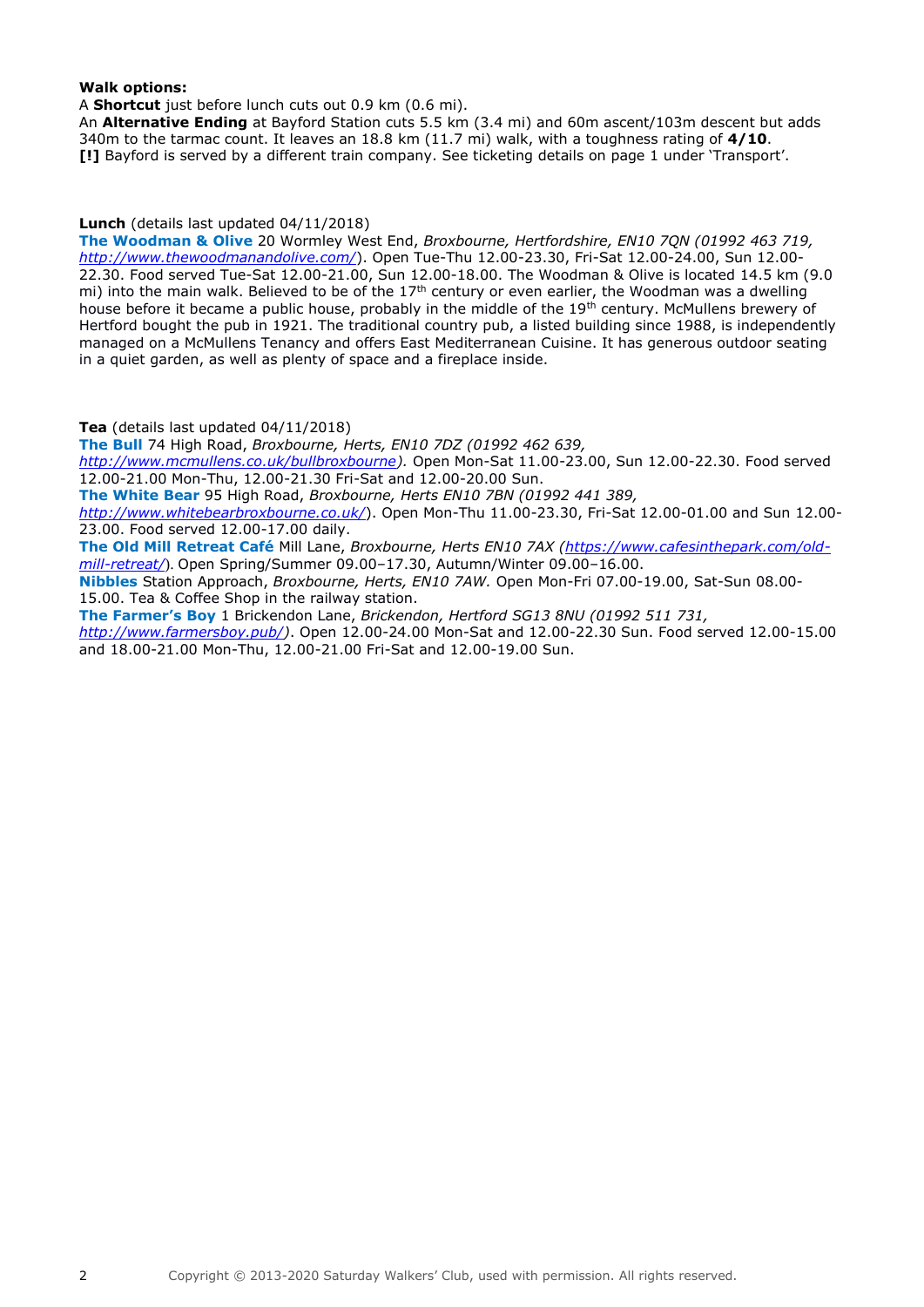**Walk options:**

A **Shortcut** just before lunch cuts out 0.9 km (0.6 mi).

An **Alternative Ending** at Bayford Station cuts 5.5 km (3.4 mi) and 60m ascent/103m descent but adds 340m to the tarmac count. It leaves an 18.8 km (11.7 mi) walk, with a toughness rating of **4/10**.

**[!]** Bayford is served by a different train company. See ticketing details on page 1 under 'Transport'.

**Lunch** (details last updated 04/11/2018)

**The Woodman & Olive** 20 Wormley West End, *Broxbourne, Hertfordshire, EN10 7QN (01992 463 719, http://www.thewoodmanandolive.com/*). Open Tue-Thu 12.00-23.30, Fri-Sat 12.00-24.00, Sun 12.00-22.30. Food served Tue-Sat 12.00-21.00, Sun 12.00-18.00. The Woodman & Olive is located 14.5 km (9.0 mi) into the main walk. Believed to be of the 17th century or even earlier, the Woodman was a dwelling house before it became a public house, probably in the middle of the 19th century. McMullens brewery of Hertford bought the pub in 1921. The traditional country pub, a listed building since 1988, is independently managed on a McMullens Tenancy and offers East Mediterranean Cuisine. It has generous outdoor seating in a quiet garden, as well as plenty of space and a fireplace inside.

**Tea** (details last updated 04/11/2018)

**The Bull** 74 High Road, *Broxbourne, Herts, EN10 7DZ (01992 462 639, http://www.mcmullens.co.uk/bullbroxbourne).* Open Mon-Sat 11.00-23.00, Sun 12.00-22.30. Food served 12.00-21.00 Mon-Thu, 12.00-21.30 Fri-Sat and 12.00-20.00 Sun.

**The White Bear** 95 High Road, *Broxbourne, Herts EN10 7BN (01992 441 389, http://www.whitebearbroxbourne.co.uk/*). Open Mon-Thu 11.00-23.30, Fri-Sat 12.00-01.00 and Sun 12.00-23.00. Food served 12.00-17.00 daily.

**The Old Mill Retreat Café** Mill Lane, *Broxbourne, Herts EN10 7AX (https://www.cafesinthepark.com/old-mill-retreat/*). Open Spring/Summer 09.00–17.30, Autumn/Winter 09.00–16.00.

**Nibbles** Station Approach, *Broxbourne, Herts, EN10 7AW.* Open Mon-Fri 07.00-19.00, Sat-Sun 08.00-15.00. Tea & Coffee Shop in the railway station.

**The Farmer's Boy** 1 Brickendon Lane, *Brickendon, Hertford SG13 8NU (01992 511 731, http://www.farmersboy.pub/)*. Open 12.00-24.00 Mon-Sat and 12.00-22.30 Sun. Food served 12.00-15.00 and 18.00-21.00 Mon-Thu, 12.00-21.00 Fri-Sat and 12.00-19.00 Sun.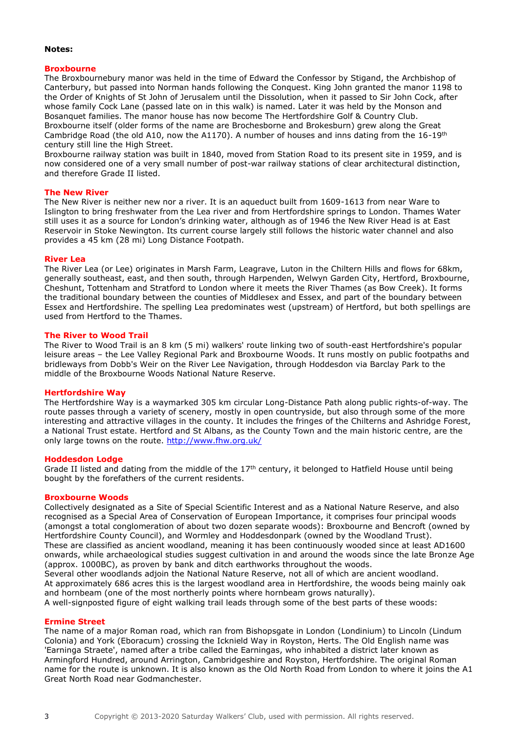**Notes:**

## Broxbourne

The Broxbournebury manor was held in the time of Edward the Confessor by Stigand, the Archbishop of Canterbury, but passed into Norman hands following the Conquest. King John granted the manor 1198 to the Order of Knights of St John of Jerusalem until the Dissolution, when it passed to Sir John Cock, after whose family Cock Lane (passed late on in this walk) is named. Later it was held by the Monson and Bosanquet families. The manor house has now become The Hertfordshire Golf & Country Club.
Broxbourne itself (older forms of the name are Brochesborne and Brokesburn) grew along the Great Cambridge Road (the old A10, now the A1170). A number of houses and inns dating from the 16-19th century still line the High Street.
Broxbourne railway station was built in 1840, moved from Station Road to its present site in 1959, and is now considered one of a very small number of post-war railway stations of clear architectural distinction, and therefore Grade II listed.

## The New River

The New River is neither new nor a river. It is an aqueduct built from 1609-1613 from near Ware to Islington to bring freshwater from the Lea river and from Hertfordshire springs to London. Thames Water still uses it as a source for London's drinking water, although as of 1946 the New River Head is at East Reservoir in Stoke Newington. Its current course largely still follows the historic water channel and also provides a 45 km (28 mi) Long Distance Footpath.

## River Lea

The River Lea (or Lee) originates in Marsh Farm, Leagrave, Luton in the Chiltern Hills and flows for 68km, generally southeast, east, and then south, through Harpenden, Welwyn Garden City, Hertford, Broxbourne, Cheshunt, Tottenham and Stratford to London where it meets the River Thames (as Bow Creek). It forms the traditional boundary between the counties of Middlesex and Essex, and part of the boundary between Essex and Hertfordshire. The spelling Lea predominates west (upstream) of Hertford, but both spellings are used from Hertford to the Thames.

## The River to Wood Trail

The River to Wood Trail is an 8 km (5 mi) walkers' route linking two of south-east Hertfordshire's popular leisure areas – the Lee Valley Regional Park and Broxbourne Woods. It runs mostly on public footpaths and bridleways from Dobb's Weir on the River Lee Navigation, through Hoddesdon via Barclay Park to the middle of the Broxbourne Woods National Nature Reserve.

## Hertfordshire Way

The Hertfordshire Way is a waymarked 305 km circular Long-Distance Path along public rights-of-way. The route passes through a variety of scenery, mostly in open countryside, but also through some of the more interesting and attractive villages in the county. It includes the fringes of the Chilterns and Ashridge Forest, a National Trust estate. Hertford and St Albans, as the County Town and the main historic centre, are the only large towns on the route. http://www.fhw.org.uk/

## Hoddesdon Lodge

Grade II listed and dating from the middle of the 17th century, it belonged to Hatfield House until being bought by the forefathers of the current residents.

## Broxbourne Woods

Collectively designated as a Site of Special Scientific Interest and as a National Nature Reserve, and also recognised as a Special Area of Conservation of European Importance, it comprises four principal woods (amongst a total conglomeration of about two dozen separate woods): Broxbourne and Bencroft (owned by Hertfordshire County Council), and Wormley and Hoddesdonpark (owned by the Woodland Trust).
These are classified as ancient woodland, meaning it has been continuously wooded since at least AD1600 onwards, while archaeological studies suggest cultivation in and around the woods since the late Bronze Age (approx. 1000BC), as proven by bank and ditch earthworks throughout the woods.
Several other woodlands adjoin the National Nature Reserve, not all of which are ancient woodland.
At approximately 686 acres this is the largest woodland area in Hertfordshire, the woods being mainly oak and hornbeam (one of the most northerly points where hornbeam grows naturally).
A well-signposted figure of eight walking trail leads through some of the best parts of these woods:

## Ermine Street

The name of a major Roman road, which ran from Bishopsgate in London (Londinium) to Lincoln (Lindum Colonia) and York (Eboracum) crossing the Icknield Way in Royston, Herts. The Old English name was 'Earninga Straete', named after a tribe called the Earningas, who inhabited a district later known as Armingford Hundred, around Arrington, Cambridgeshire and Royston, Hertfordshire. The original Roman name for the route is unknown. It is also known as the Old North Road from London to where it joins the A1 Great North Road near Godmanchester.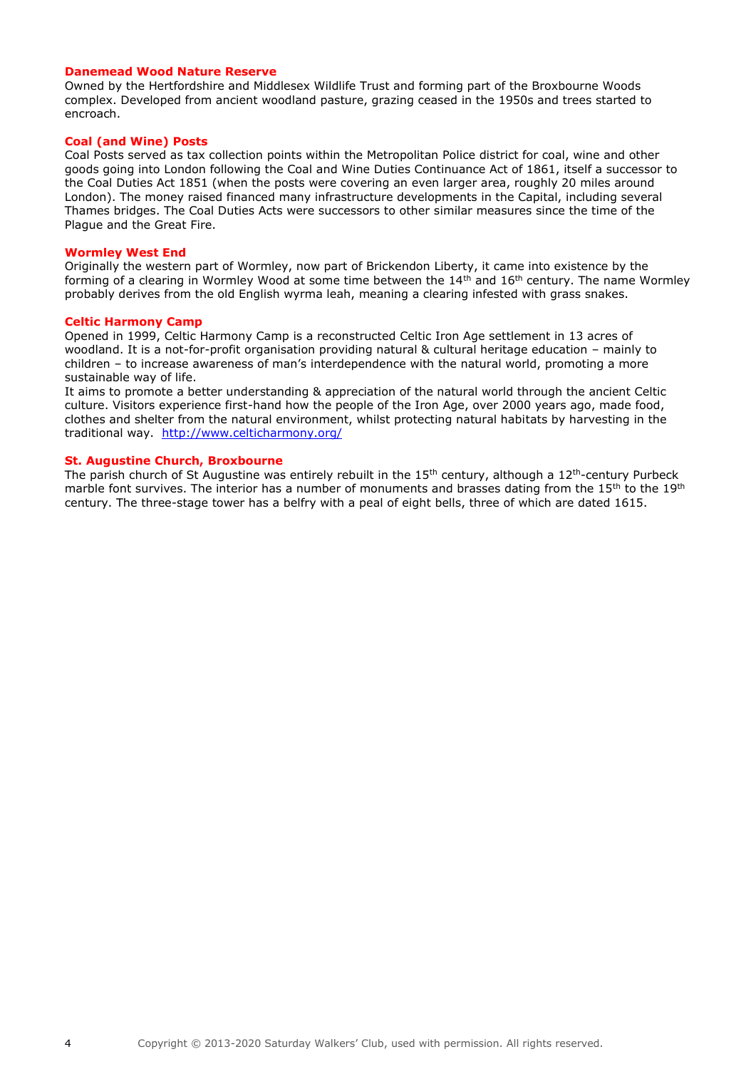### Danemead Wood Nature Reserve

Owned by the Hertfordshire and Middlesex Wildlife Trust and forming part of the Broxbourne Woods complex. Developed from ancient woodland pasture, grazing ceased in the 1950s and trees started to encroach.

### Coal (and Wine) Posts

Coal Posts served as tax collection points within the Metropolitan Police district for coal, wine and other goods going into London following the Coal and Wine Duties Continuance Act of 1861, itself a successor to the Coal Duties Act 1851 (when the posts were covering an even larger area, roughly 20 miles around London). The money raised financed many infrastructure developments in the Capital, including several Thames bridges. The Coal Duties Acts were successors to other similar measures since the time of the Plague and the Great Fire.

### Wormley West End

Originally the western part of Wormley, now part of Brickendon Liberty, it came into existence by the forming of a clearing in Wormley Wood at some time between the 14th and 16th century. The name Wormley probably derives from the old English wyrma leah, meaning a clearing infested with grass snakes.

### Celtic Harmony Camp

Opened in 1999, Celtic Harmony Camp is a reconstructed Celtic Iron Age settlement in 13 acres of woodland. It is a not-for-profit organisation providing natural & cultural heritage education – mainly to children – to increase awareness of man's interdependence with the natural world, promoting a more sustainable way of life.

It aims to promote a better understanding & appreciation of the natural world through the ancient Celtic culture. Visitors experience first-hand how the people of the Iron Age, over 2000 years ago, made food, clothes and shelter from the natural environment, whilst protecting natural habitats by harvesting in the traditional way. [http://www.celticharmony.org/](http://www.celticharmony.org/)

### St. Augustine Church, Broxbourne

The parish church of St Augustine was entirely rebuilt in the 15th century, although a 12th-century Purbeck marble font survives. The interior has a number of monuments and brasses dating from the 15th to the 19th century. The three-stage tower has a belfry with a peal of eight bells, three of which are dated 1615.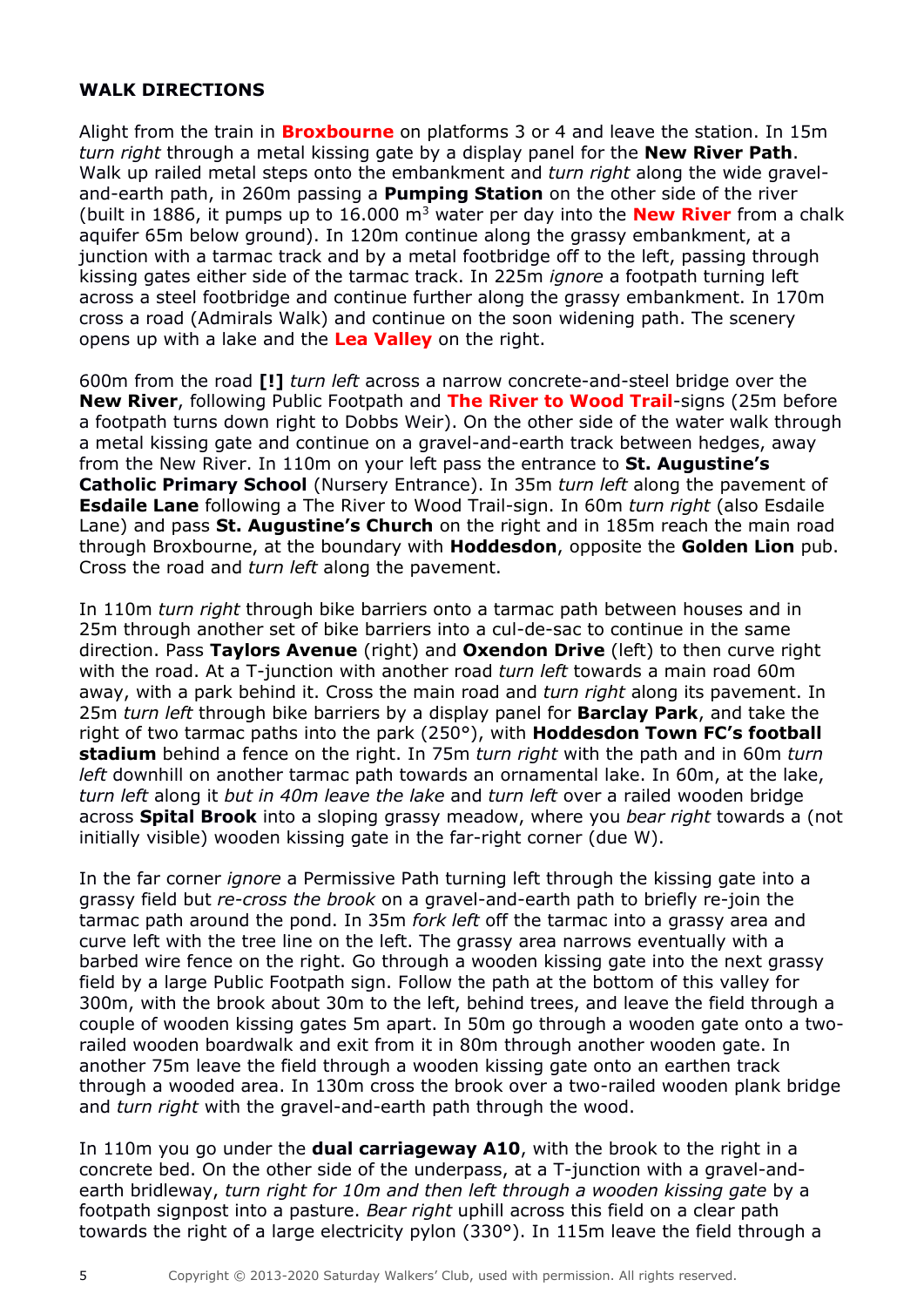## WALK DIRECTIONS

Alight from the train in **Broxbourne** on platforms 3 or 4 and leave the station. In 15m *turn right* through a metal kissing gate by a display panel for the **New River Path**. Walk up railed metal steps onto the embankment and *turn right* along the wide gravel-and-earth path, in 260m passing a **Pumping Station** on the other side of the river (built in 1886, it pumps up to 16.000 $m^3$ water per day into the **New River** from a chalk aquifer 65m below ground). In 120m continue along the grassy embankment, at a junction with a tarmac track and by a metal footbridge off to the left, passing through kissing gates either side of the tarmac track. In 225m *ignore* a footpath turning left across a steel footbridge and continue further along the grassy embankment. In 170m cross a road (Admirals Walk) and continue on the soon widening path. The scenery opens up with a lake and the **Lea Valley** on the right.

600m from the road **[!]** *turn left* across a narrow concrete-and-steel bridge over the **New River**, following Public Footpath and **The River to Wood Trail**-signs (25m before a footpath turns down right to Dobbs Weir). On the other side of the water walk through a metal kissing gate and continue on a gravel-and-earth track between hedges, away from the New River. In 110m on your left pass the entrance to **St. Augustine's Catholic Primary School** (Nursery Entrance). In 35m *turn left* along the pavement of **Esdaile Lane** following a The River to Wood Trail-sign. In 60m *turn right* (also Esdaile Lane) and pass **St. Augustine's Church** on the right and in 185m reach the main road through Broxbourne, at the boundary with **Hoddesdon**, opposite the **Golden Lion** pub. Cross the road and *turn left* along the pavement.

In 110m *turn right* through bike barriers onto a tarmac path between houses and in 25m through another set of bike barriers into a cul-de-sac to continue in the same direction. Pass **Taylors Avenue** (right) and **Oxendon Drive** (left) to then curve right with the road. At a T-junction with another road *turn left* towards a main road 60m away, with a park behind it. Cross the main road and *turn right* along its pavement. In 25m *turn left* through bike barriers by a display panel for **Barclay Park**, and take the right of two tarmac paths into the park (250°), with **Hoddesdon Town FC's football stadium** behind a fence on the right. In 75m *turn right* with the path and in 60m *turn left* downhill on another tarmac path towards an ornamental lake. In 60m, at the lake, *turn left* along it *but in 40m leave the lake* and *turn left* over a railed wooden bridge across **Spital Brook** into a sloping grassy meadow, where you *bear right* towards a (not initially visible) wooden kissing gate in the far-right corner (due W).

In the far corner *ignore* a Permissive Path turning left through the kissing gate into a grassy field but *re-cross the brook* on a gravel-and-earth path to briefly re-join the tarmac path around the pond. In 35m *fork left* off the tarmac into a grassy area and curve left with the tree line on the left. The grassy area narrows eventually with a barbed wire fence on the right. Go through a wooden kissing gate into the next grassy field by a large Public Footpath sign. Follow the path at the bottom of this valley for 300m, with the brook about 30m to the left, behind trees, and leave the field through a couple of wooden kissing gates 5m apart. In 50m go through a wooden gate onto a two-railed wooden boardwalk and exit from it in 80m through another wooden gate. In another 75m leave the field through a wooden kissing gate onto an earthen track through a wooded area. In 130m cross the brook over a two-railed wooden plank bridge and *turn right* with the gravel-and-earth path through the wood.

In 110m you go under the **dual carriageway A10**, with the brook to the right in a concrete bed. On the other side of the underpass, at a T-junction with a gravel-and-earth bridleway, *turn right for 10m and then left through a wooden kissing gate* by a footpath signpost into a pasture. *Bear right* uphill across this field on a clear path towards the right of a large electricity pylon (330°). In 115m leave the field through a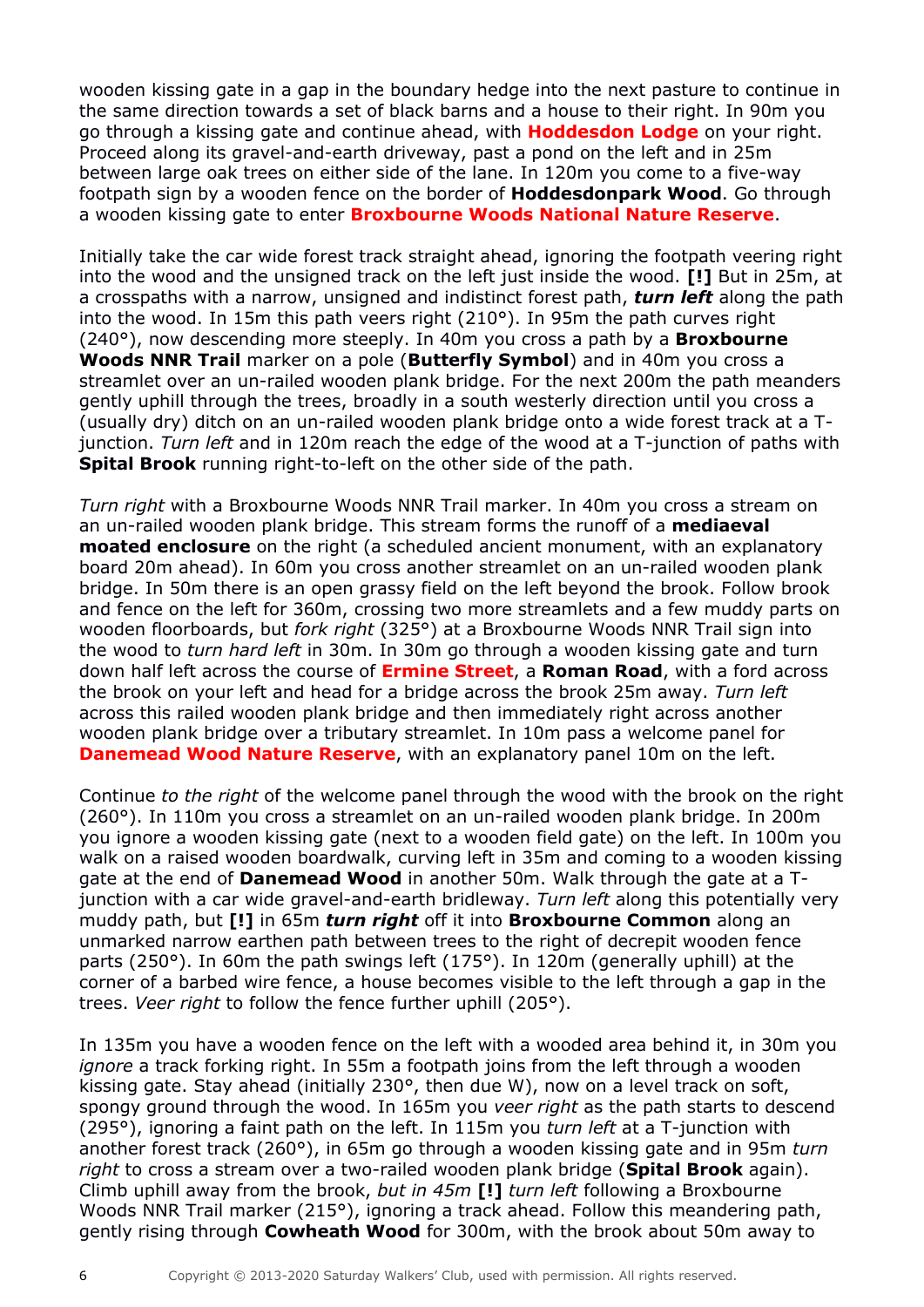wooden kissing gate in a gap in the boundary hedge into the next pasture to continue in the same direction towards a set of black barns and a house to their right. In 90m you go through a kissing gate and continue ahead, with **Hoddesdon Lodge** on your right. Proceed along its gravel-and-earth driveway, past a pond on the left and in 25m between large oak trees on either side of the lane. In 120m you come to a five-way footpath sign by a wooden fence on the border of **Hoddesdonpark Wood**. Go through a wooden kissing gate to enter **Broxbourne Woods National Nature Reserve**.

Initially take the car wide forest track straight ahead, ignoring the footpath veering right into the wood and the unsigned track on the left just inside the wood. **[!]** But in 25m, at a crosspaths with a narrow, unsigned and indistinct forest path, ***turn left*** along the path into the wood. In 15m this path veers right (210°). In 95m the path curves right (240°), now descending more steeply. In 40m you cross a path by a **Broxbourne Woods NNR Trail** marker on a pole (**Butterfly Symbol**) and in 40m you cross a streamlet over an un-railed wooden plank bridge. For the next 200m the path meanders gently uphill through the trees, broadly in a south westerly direction until you cross a (usually dry) ditch on an un-railed wooden plank bridge onto a wide forest track at a T-junction. *Turn left* and in 120m reach the edge of the wood at a T-junction of paths with **Spital Brook** running right-to-left on the other side of the path.

*Turn right* with a Broxbourne Woods NNR Trail marker. In 40m you cross a stream on an un-railed wooden plank bridge. This stream forms the runoff of a **mediaeval moated enclosure** on the right (a scheduled ancient monument, with an explanatory board 20m ahead). In 60m you cross another streamlet on an un-railed wooden plank bridge. In 50m there is an open grassy field on the left beyond the brook. Follow brook and fence on the left for 360m, crossing two more streamlets and a few muddy parts on wooden floorboards, but *fork right* (325°) at a Broxbourne Woods NNR Trail sign into the wood to *turn hard left* in 30m. In 30m go through a wooden kissing gate and turn down half left across the course of **Ermine Street**, a **Roman Road**, with a ford across the brook on your left and head for a bridge across the brook 25m away. *Turn left* across this railed wooden plank bridge and then immediately right across another wooden plank bridge over a tributary streamlet. In 10m pass a welcome panel for **Danemead Wood Nature Reserve**, with an explanatory panel 10m on the left.

Continue *to the right* of the welcome panel through the wood with the brook on the right (260°). In 110m you cross a streamlet on an un-railed wooden plank bridge. In 200m you ignore a wooden kissing gate (next to a wooden field gate) on the left. In 100m you walk on a raised wooden boardwalk, curving left in 35m and coming to a wooden kissing gate at the end of **Danemead Wood** in another 50m. Walk through the gate at a T-junction with a car wide gravel-and-earth bridleway. *Turn left* along this potentially very muddy path, but **[!]** in 65m ***turn right*** off it into **Broxbourne Common** along an unmarked narrow earthen path between trees to the right of decrepit wooden fence parts (250°). In 60m the path swings left (175°). In 120m (generally uphill) at the corner of a barbed wire fence, a house becomes visible to the left through a gap in the trees. *Veer right* to follow the fence further uphill (205°).

In 135m you have a wooden fence on the left with a wooded area behind it, in 30m you *ignore* a track forking right. In 55m a footpath joins from the left through a wooden kissing gate. Stay ahead (initially 230°, then due W), now on a level track on soft, spongy ground through the wood. In 165m you *veer right* as the path starts to descend (295°), ignoring a faint path on the left. In 115m you *turn left* at a T-junction with another forest track (260°), in 65m go through a wooden kissing gate and in 95m *turn right* to cross a stream over a two-railed wooden plank bridge (**Spital Brook** again). Climb uphill away from the brook, *but in 45m* **[!]** *turn left* following a Broxbourne Woods NNR Trail marker (215°), ignoring a track ahead. Follow this meandering path, gently rising through **Cowheath Wood** for 300m, with the brook about 50m away to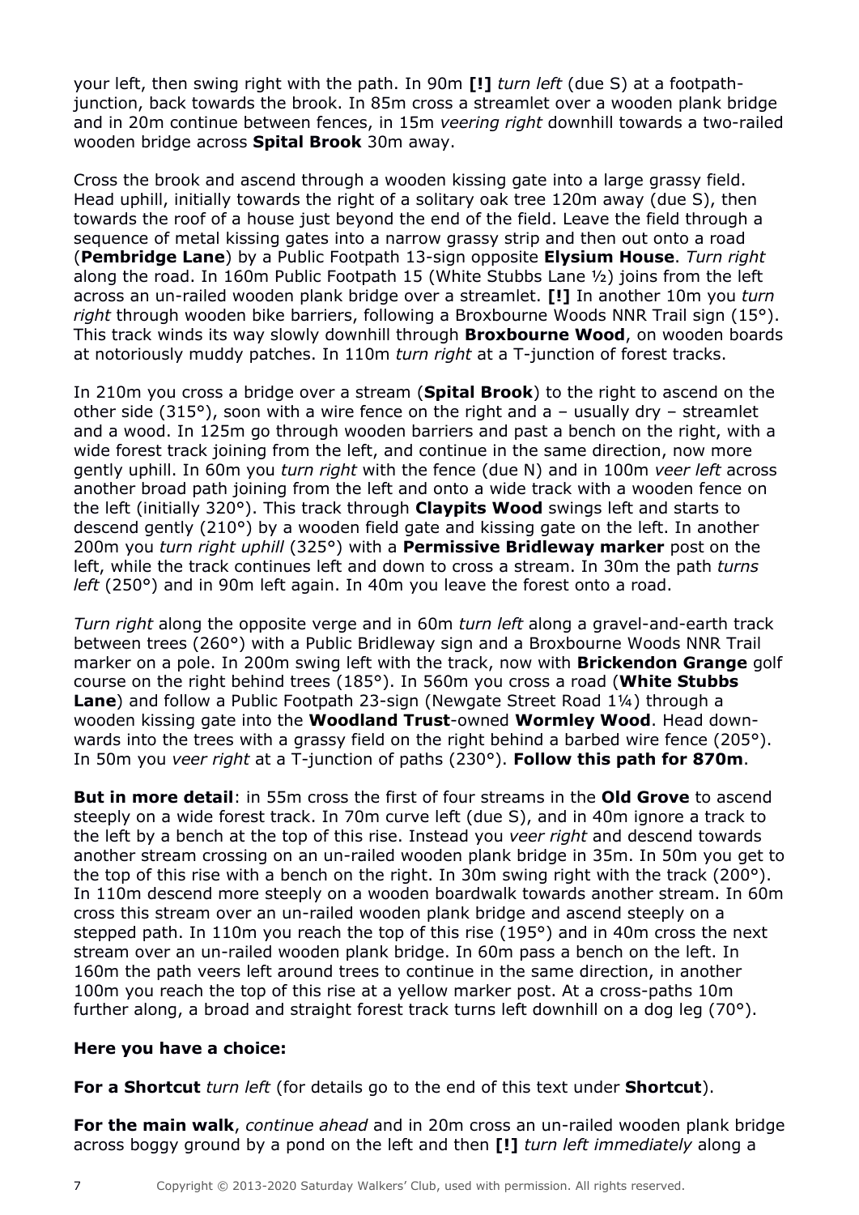your left, then swing right with the path. In 90m **[!]** *turn left* (due S) at a footpath-junction, back towards the brook. In 85m cross a streamlet over a wooden plank bridge and in 20m continue between fences, in 15m *veering right* downhill towards a two-railed wooden bridge across **Spital Brook** 30m away.

Cross the brook and ascend through a wooden kissing gate into a large grassy field. Head uphill, initially towards the right of a solitary oak tree 120m away (due S), then towards the roof of a house just beyond the end of the field. Leave the field through a sequence of metal kissing gates into a narrow grassy strip and then out onto a road (**Pembridge Lane**) by a Public Footpath 13-sign opposite **Elysium House**. *Turn right* along the road. In 160m Public Footpath 15 (White Stubbs Lane ½) joins from the left across an un-railed wooden plank bridge over a streamlet. **[!]** In another 10m you *turn right* through wooden bike barriers, following a Broxbourne Woods NNR Trail sign (15°). This track winds its way slowly downhill through **Broxbourne Wood**, on wooden boards at notoriously muddy patches. In 110m *turn right* at a T-junction of forest tracks.

In 210m you cross a bridge over a stream (**Spital Brook**) to the right to ascend on the other side (315°), soon with a wire fence on the right and a – usually dry – streamlet and a wood. In 125m go through wooden barriers and past a bench on the right, with a wide forest track joining from the left, and continue in the same direction, now more gently uphill. In 60m you *turn right* with the fence (due N) and in 100m *veer left* across another broad path joining from the left and onto a wide track with a wooden fence on the left (initially 320°). This track through **Claypits Wood** swings left and starts to descend gently (210°) by a wooden field gate and kissing gate on the left. In another 200m you *turn right uphill* (325°) with a **Permissive Bridleway marker** post on the left, while the track continues left and down to cross a stream. In 30m the path *turns left* (250°) and in 90m left again. In 40m you leave the forest onto a road.

*Turn right* along the opposite verge and in 60m *turn left* along a gravel-and-earth track between trees (260°) with a Public Bridleway sign and a Broxbourne Woods NNR Trail marker on a pole. In 200m swing left with the track, now with **Brickendon Grange** golf course on the right behind trees (185°). In 560m you cross a road (**White Stubbs Lane**) and follow a Public Footpath 23-sign (Newgate Street Road 1¼) through a wooden kissing gate into the **Woodland Trust**-owned **Wormley Wood**. Head down-wards into the trees with a grassy field on the right behind a barbed wire fence (205°). In 50m you *veer right* at a T-junction of paths (230°). **Follow this path for 870m**.

**But in more detail**: in 55m cross the first of four streams in the **Old Grove** to ascend steeply on a wide forest track. In 70m curve left (due S), and in 40m ignore a track to the left by a bench at the top of this rise. Instead you *veer right* and descend towards another stream crossing on an un-railed wooden plank bridge in 35m. In 50m you get to the top of this rise with a bench on the right. In 30m swing right with the track (200°). In 110m descend more steeply on a wooden boardwalk towards another stream. In 60m cross this stream over an un-railed wooden plank bridge and ascend steeply on a stepped path. In 110m you reach the top of this rise (195°) and in 40m cross the next stream over an un-railed wooden plank bridge. In 60m pass a bench on the left. In 160m the path veers left around trees to continue in the same direction, in another 100m you reach the top of this rise at a yellow marker post. At a cross-paths 10m further along, a broad and straight forest track turns left downhill on a dog leg (70°).

**Here you have a choice:**

**For a Shortcut** *turn left* (for details go to the end of this text under **Shortcut**).

**For the main walk**, *continue ahead* and in 20m cross an un-railed wooden plank bridge across boggy ground by a pond on the left and then **[!]** *turn left immediately* along a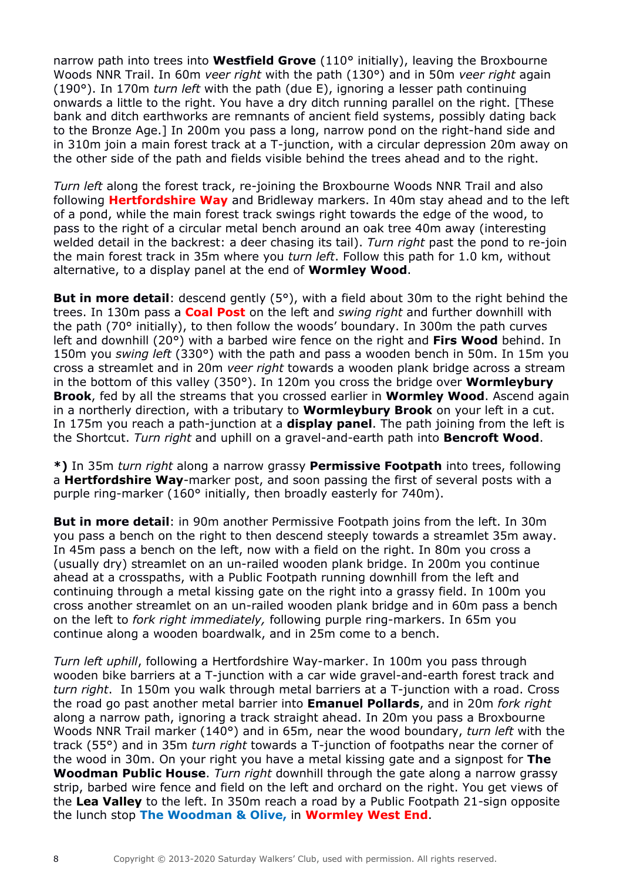narrow path into trees into **Westfield Grove** (110° initially), leaving the Broxbourne Woods NNR Trail. In 60m *veer right* with the path (130°) and in 50m *veer right* again (190°). In 170m *turn left* with the path (due E), ignoring a lesser path continuing onwards a little to the right. You have a dry ditch running parallel on the right. [These bank and ditch earthworks are remnants of ancient field systems, possibly dating back to the Bronze Age.] In 200m you pass a long, narrow pond on the right-hand side and in 310m join a main forest track at a T-junction, with a circular depression 20m away on the other side of the path and fields visible behind the trees ahead and to the right.

*Turn left* along the forest track, re-joining the Broxbourne Woods NNR Trail and also following **Hertfordshire Way** and Bridleway markers. In 40m stay ahead and to the left of a pond, while the main forest track swings right towards the edge of the wood, to pass to the right of a circular metal bench around an oak tree 40m away (interesting welded detail in the backrest: a deer chasing its tail). *Turn right* past the pond to re-join the main forest track in 35m where you *turn left*. Follow this path for 1.0 km, without alternative, to a display panel at the end of **Wormley Wood**.

**But in more detail**: descend gently (5°), with a field about 30m to the right behind the trees. In 130m pass a **Coal Post** on the left and *swing right* and further downhill with the path (70° initially), to then follow the woods' boundary. In 300m the path curves left and downhill (20°) with a barbed wire fence on the right and **Firs Wood** behind. In 150m you *swing left* (330°) with the path and pass a wooden bench in 50m. In 15m you cross a streamlet and in 20m *veer right* towards a wooden plank bridge across a stream in the bottom of this valley (350°). In 120m you cross the bridge over **Wormleybury Brook**, fed by all the streams that you crossed earlier in **Wormley Wood**. Ascend again in a northerly direction, with a tributary to **Wormleybury Brook** on your left in a cut. In 175m you reach a path-junction at a **display panel**. The path joining from the left is the Shortcut. *Turn right* and uphill on a gravel-and-earth path into **Bencroft Wood**.

***)** In 35m *turn right* along a narrow grassy **Permissive Footpath** into trees, following a **Hertfordshire Way**-marker post, and soon passing the first of several posts with a purple ring-marker (160° initially, then broadly easterly for 740m).

**But in more detail**: in 90m another Permissive Footpath joins from the left. In 30m you pass a bench on the right to then descend steeply towards a streamlet 35m away. In 45m pass a bench on the left, now with a field on the right. In 80m you cross a (usually dry) streamlet on an un-railed wooden plank bridge. In 200m you continue ahead at a crosspaths, with a Public Footpath running downhill from the left and continuing through a metal kissing gate on the right into a grassy field. In 100m you cross another streamlet on an un-railed wooden plank bridge and in 60m pass a bench on the left to *fork right immediately,* following purple ring-markers. In 65m you continue along a wooden boardwalk, and in 25m come to a bench.

*Turn left uphill*, following a Hertfordshire Way-marker. In 100m you pass through wooden bike barriers at a T-junction with a car wide gravel-and-earth forest track and *turn right*. In 150m you walk through metal barriers at a T-junction with a road. Cross the road go past another metal barrier into **Emanuel Pollards**, and in 20m *fork right* along a narrow path, ignoring a track straight ahead. In 20m you pass a Broxbourne Woods NNR Trail marker (140°) and in 65m, near the wood boundary, *turn left* with the track (55°) and in 35m *turn right* towards a T-junction of footpaths near the corner of the wood in 30m. On your right you have a metal kissing gate and a signpost for **The Woodman Public House**. *Turn right* downhill through the gate along a narrow grassy strip, barbed wire fence and field on the left and orchard on the right. You get views of the **Lea Valley** to the left. In 350m reach a road by a Public Footpath 21-sign opposite the lunch stop **The Woodman & Olive,** in **Wormley West End**.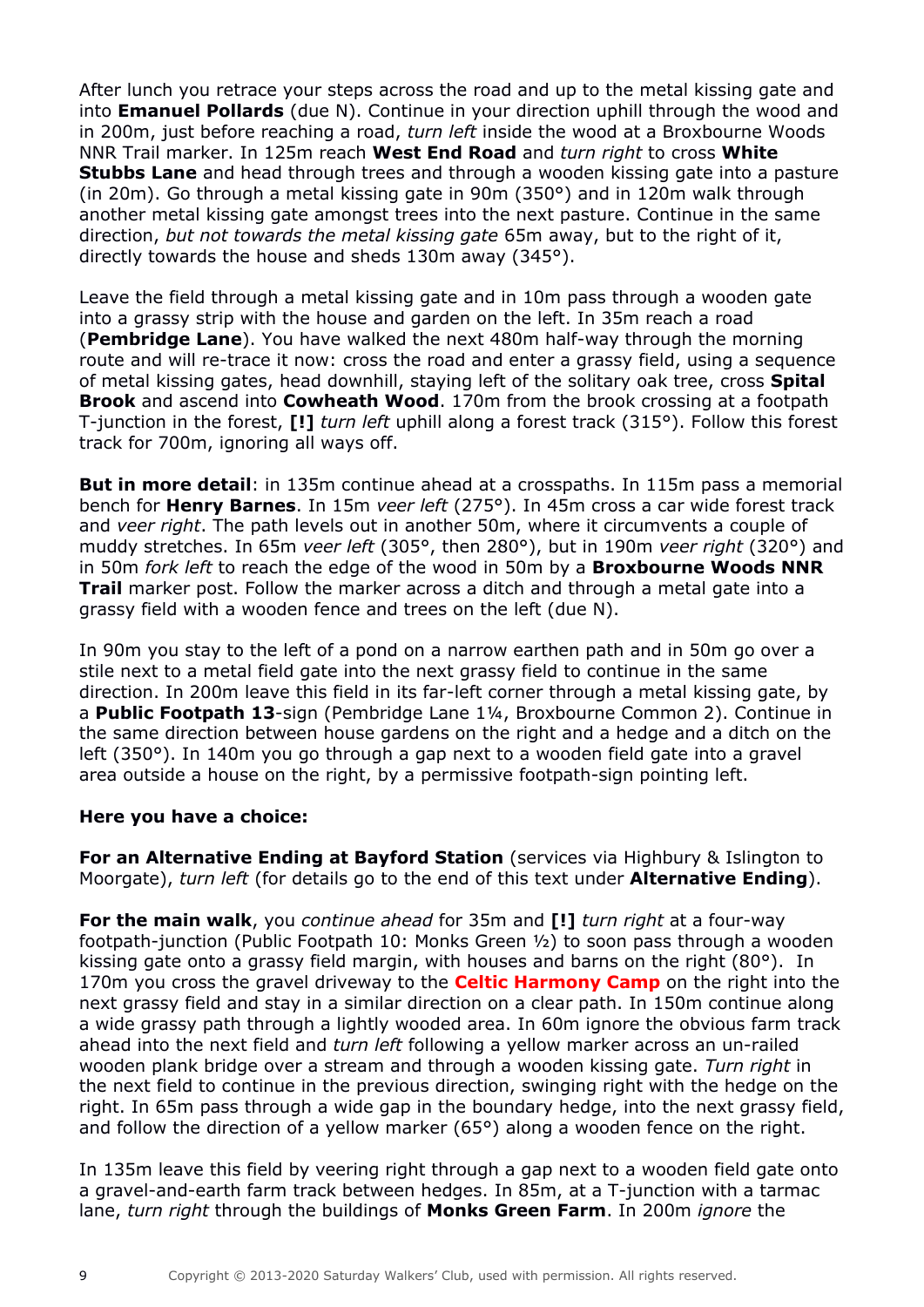After lunch you retrace your steps across the road and up to the metal kissing gate and into **Emanuel Pollards** (due N). Continue in your direction uphill through the wood and in 200m, just before reaching a road, *turn left* inside the wood at a Broxbourne Woods NNR Trail marker. In 125m reach **West End Road** and *turn right* to cross **White Stubbs Lane** and head through trees and through a wooden kissing gate into a pasture (in 20m). Go through a metal kissing gate in 90m (350°) and in 120m walk through another metal kissing gate amongst trees into the next pasture. Continue in the same direction, *but not towards the metal kissing gate* 65m away, but to the right of it, directly towards the house and sheds 130m away (345°).

Leave the field through a metal kissing gate and in 10m pass through a wooden gate into a grassy strip with the house and garden on the left. In 35m reach a road (**Pembridge Lane**). You have walked the next 480m half-way through the morning route and will re-trace it now: cross the road and enter a grassy field, using a sequence of metal kissing gates, head downhill, staying left of the solitary oak tree, cross **Spital Brook** and ascend into **Cowheath Wood**. 170m from the brook crossing at a footpath T-junction in the forest, **[!]** *turn left* uphill along a forest track (315°). Follow this forest track for 700m, ignoring all ways off.

**But in more detail**: in 135m continue ahead at a crosspaths. In 115m pass a memorial bench for **Henry Barnes**. In 15m *veer left* (275°). In 45m cross a car wide forest track and *veer right*. The path levels out in another 50m, where it circumvents a couple of muddy stretches. In 65m *veer left* (305°, then 280°), but in 190m *veer right* (320°) and in 50m *fork left* to reach the edge of the wood in 50m by a **Broxbourne Woods NNR Trail** marker post. Follow the marker across a ditch and through a metal gate into a grassy field with a wooden fence and trees on the left (due N).

In 90m you stay to the left of a pond on a narrow earthen path and in 50m go over a stile next to a metal field gate into the next grassy field to continue in the same direction. In 200m leave this field in its far-left corner through a metal kissing gate, by a **Public Footpath 13**-sign (Pembridge Lane 1¼, Broxbourne Common 2). Continue in the same direction between house gardens on the right and a hedge and a ditch on the left (350°). In 140m you go through a gap next to a wooden field gate into a gravel area outside a house on the right, by a permissive footpath-sign pointing left.

**Here you have a choice:**

**For an Alternative Ending at Bayford Station** (services via Highbury & Islington to Moorgate), *turn left* (for details go to the end of this text under **Alternative Ending**).

**For the main walk**, you *continue ahead* for 35m and **[!]** *turn right* at a four-way footpath-junction (Public Footpath 10: Monks Green ½) to soon pass through a wooden kissing gate onto a grassy field margin, with houses and barns on the right (80°). In 170m you cross the gravel driveway to the **Celtic Harmony Camp** on the right into the next grassy field and stay in a similar direction on a clear path. In 150m continue along a wide grassy path through a lightly wooded area. In 60m ignore the obvious farm track ahead into the next field and *turn left* following a yellow marker across an un-railed wooden plank bridge over a stream and through a wooden kissing gate. *Turn right* in the next field to continue in the previous direction, swinging right with the hedge on the right. In 65m pass through a wide gap in the boundary hedge, into the next grassy field, and follow the direction of a yellow marker (65°) along a wooden fence on the right.

In 135m leave this field by veering right through a gap next to a wooden field gate onto a gravel-and-earth farm track between hedges. In 85m, at a T-junction with a tarmac lane, *turn right* through the buildings of **Monks Green Farm**. In 200m *ignore* the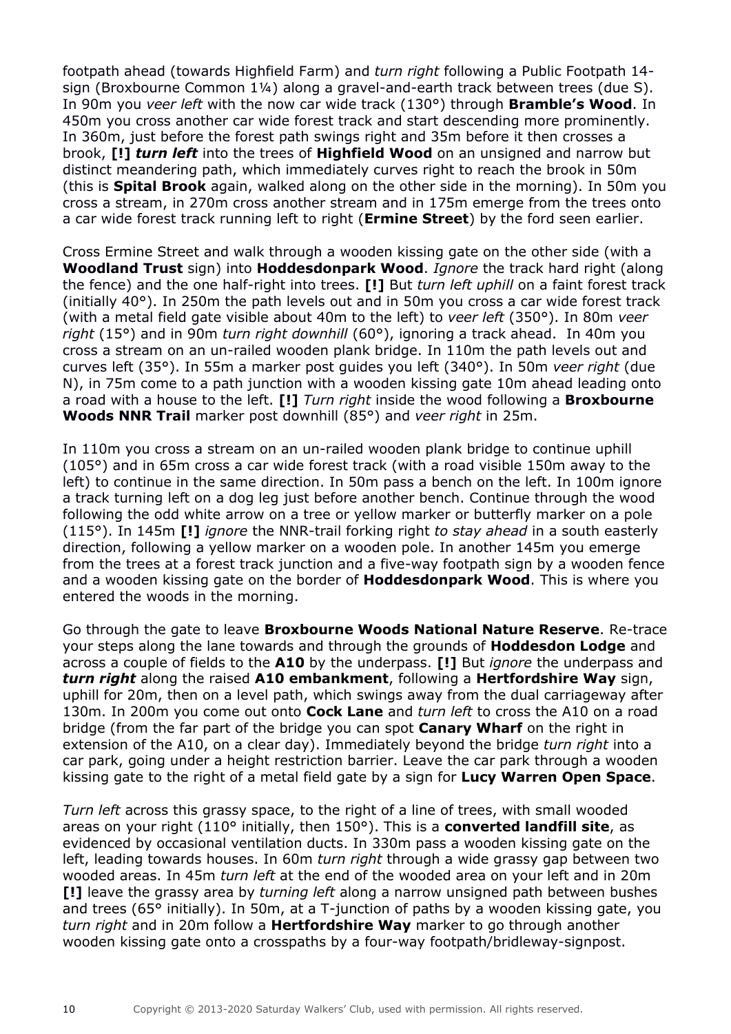footpath ahead (towards Highfield Farm) and *turn right* following a Public Footpath 14-sign (Broxbourne Common 1¼) along a gravel-and-earth track between trees (due S). In 90m you *veer left* with the now car wide track (130°) through **Bramble's Wood**. In 450m you cross another car wide forest track and start descending more prominently. In 360m, just before the forest path swings right and 35m before it then crosses a brook, **[!]** ***turn left*** into the trees of **Highfield Wood** on an unsigned and narrow but distinct meandering path, which immediately curves right to reach the brook in 50m (this is **Spital Brook** again, walked along on the other side in the morning). In 50m you cross a stream, in 270m cross another stream and in 175m emerge from the trees onto a car wide forest track running left to right (**Ermine Street**) by the ford seen earlier.

Cross Ermine Street and walk through a wooden kissing gate on the other side (with a **Woodland Trust** sign) into **Hoddesdonpark Wood**. *Ignore* the track hard right (along the fence) and the one half-right into trees. **[!]** But *turn left uphill* on a faint forest track (initially 40°). In 250m the path levels out and in 50m you cross a car wide forest track (with a metal field gate visible about 40m to the left) to *veer left* (350°). In 80m *veer right* (15°) and in 90m *turn right downhill* (60°), ignoring a track ahead. In 40m you cross a stream on an un-railed wooden plank bridge. In 110m the path levels out and curves left (35°). In 55m a marker post guides you left (340°). In 50m *veer right* (due N), in 75m come to a path junction with a wooden kissing gate 10m ahead leading onto a road with a house to the left. **[!]** *Turn right* inside the wood following a **Broxbourne Woods NNR Trail** marker post downhill (85°) and *veer right* in 25m.

In 110m you cross a stream on an un-railed wooden plank bridge to continue uphill (105°) and in 65m cross a car wide forest track (with a road visible 150m away to the left) to continue in the same direction. In 50m pass a bench on the left. In 100m ignore a track turning left on a dog leg just before another bench. Continue through the wood following the odd white arrow on a tree or yellow marker or butterfly marker on a pole (115°). In 145m **[!]** *ignore* the NNR-trail forking right *to stay ahead* in a south easterly direction, following a yellow marker on a wooden pole. In another 145m you emerge from the trees at a forest track junction and a five-way footpath sign by a wooden fence and a wooden kissing gate on the border of **Hoddesdonpark Wood**. This is where you entered the woods in the morning.

Go through the gate to leave **Broxbourne Woods National Nature Reserve**. Re-trace your steps along the lane towards and through the grounds of **Hoddesdon Lodge** and across a couple of fields to the **A10** by the underpass. **[!]** But *ignore* the underpass and ***turn right*** along the raised **A10 embankment**, following a **Hertfordshire Way** sign, uphill for 20m, then on a level path, which swings away from the dual carriageway after 130m. In 200m you come out onto **Cock Lane** and *turn left* to cross the A10 on a road bridge (from the far part of the bridge you can spot **Canary Wharf** on the right in extension of the A10, on a clear day). Immediately beyond the bridge *turn right* into a car park, going under a height restriction barrier. Leave the car park through a wooden kissing gate to the right of a metal field gate by a sign for **Lucy Warren Open Space**.

*Turn left* across this grassy space, to the right of a line of trees, with small wooded areas on your right (110° initially, then 150°). This is a **converted landfill site**, as evidenced by occasional ventilation ducts. In 330m pass a wooden kissing gate on the left, leading towards houses. In 60m *turn right* through a wide grassy gap between two wooded areas. In 45m *turn left* at the end of the wooded area on your left and in 20m **[!]** leave the grassy area by *turning left* along a narrow unsigned path between bushes and trees (65° initially). In 50m, at a T-junction of paths by a wooden kissing gate, you *turn right* and in 20m follow a **Hertfordshire Way** marker to go through another wooden kissing gate onto a crosspaths by a four-way footpath/bridleway-signpost.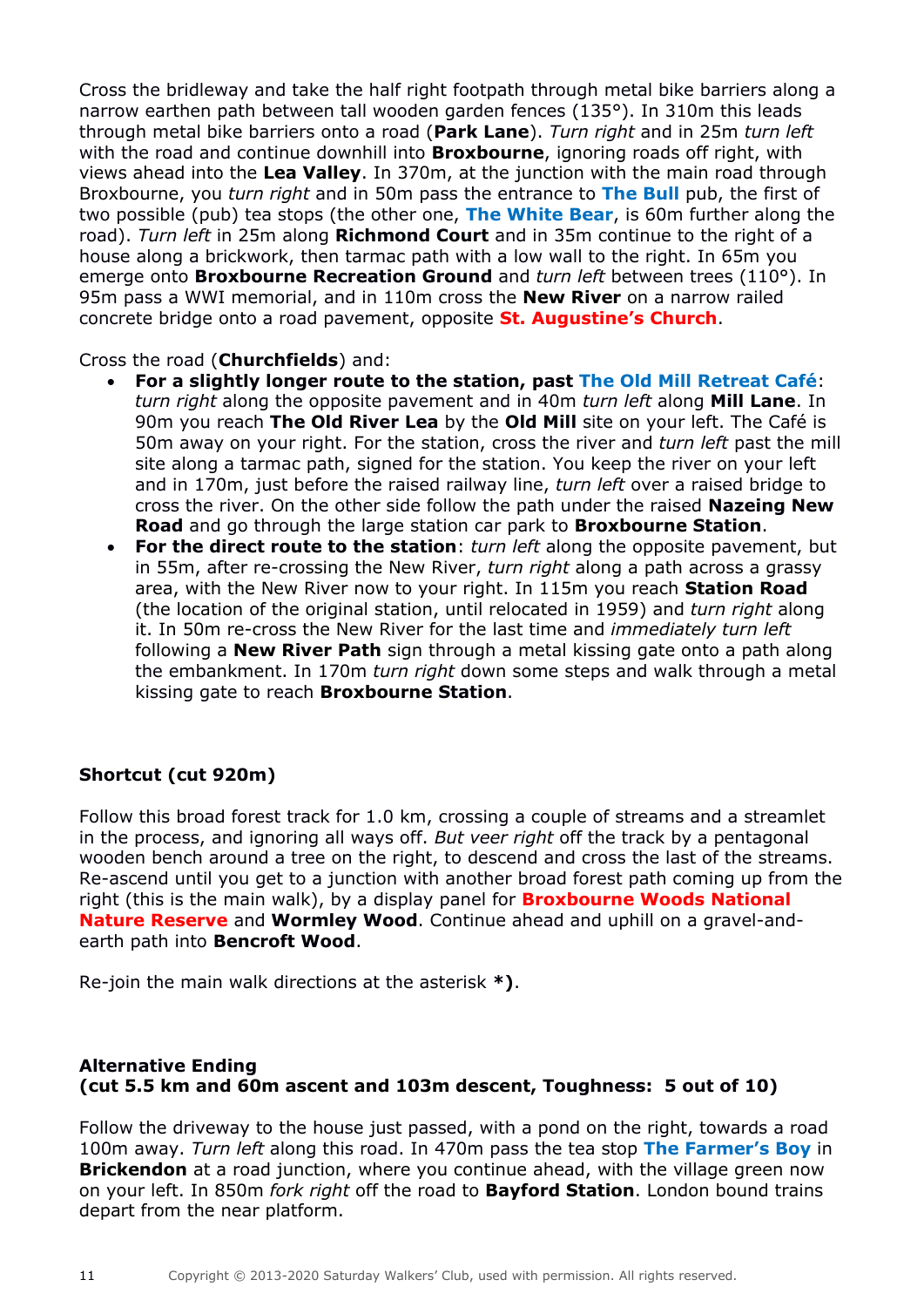Cross the bridleway and take the half right footpath through metal bike barriers along a narrow earthen path between tall wooden garden fences (135°). In 310m this leads through metal bike barriers onto a road (**Park Lane**). *Turn right* and in 25m *turn left* with the road and continue downhill into **Broxbourne**, ignoring roads off right, with views ahead into the **Lea Valley**. In 370m, at the junction with the main road through Broxbourne, you *turn right* and in 50m pass the entrance to **The Bull** pub, the first of two possible (pub) tea stops (the other one, **The White Bear**, is 60m further along the road). *Turn left* in 25m along **Richmond Court** and in 35m continue to the right of a house along a brickwork, then tarmac path with a low wall to the right. In 65m you emerge onto **Broxbourne Recreation Ground** and *turn left* between trees (110°). In 95m pass a WWI memorial, and in 110m cross the **New River** on a narrow railed concrete bridge onto a road pavement, opposite **St. Augustine's Church**.

Cross the road (**Churchfields**) and:

- **For a slightly longer route to the station, past The Old Mill Retreat Café**: *turn right* along the opposite pavement and in 40m *turn left* along **Mill Lane**. In 90m you reach **The Old River Lea** by the **Old Mill** site on your left. The Café is 50m away on your right. For the station, cross the river and *turn left* past the mill site along a tarmac path, signed for the station. You keep the river on your left and in 170m, just before the raised railway line, *turn left* over a raised bridge to cross the river. On the other side follow the path under the raised **Nazeing New Road** and go through the large station car park to **Broxbourne Station**.
- **For the direct route to the station**: *turn left* along the opposite pavement, but in 55m, after re-crossing the New River, *turn right* along a path across a grassy area, with the New River now to your right. In 115m you reach **Station Road** (the location of the original station, until relocated in 1959) and *turn right* along it. In 50m re-cross the New River for the last time and *immediately turn left* following a **New River Path** sign through a metal kissing gate onto a path along the embankment. In 170m *turn right* down some steps and walk through a metal kissing gate to reach **Broxbourne Station**.

**Shortcut (cut 920m)**

Follow this broad forest track for 1.0 km, crossing a couple of streams and a streamlet in the process, and ignoring all ways off. *But veer right* off the track by a pentagonal wooden bench around a tree on the right, to descend and cross the last of the streams. Re-ascend until you get to a junction with another broad forest path coming up from the right (this is the main walk), by a display panel for **Broxbourne Woods National Nature Reserve** and **Wormley Wood**. Continue ahead and uphill on a gravel-and-earth path into **Bencroft Wood**.

Re-join the main walk directions at the asterisk ***)**.

**Alternative Ending**
**(cut 5.5 km and 60m ascent and 103m descent, Toughness: 5 out of 10)**

Follow the driveway to the house just passed, with a pond on the right, towards a road 100m away. *Turn left* along this road. In 470m pass the tea stop **The Farmer's Boy** in **Brickendon** at a road junction, where you continue ahead, with the village green now on your left. In 850m *fork right* off the road to **Bayford Station**. London bound trains depart from the near platform.